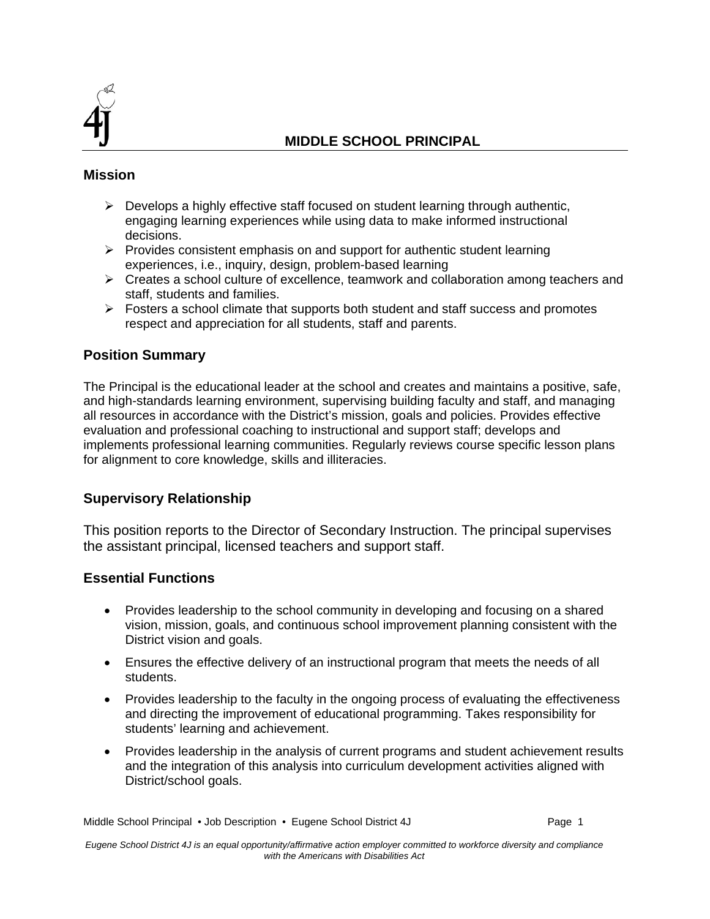# MIDDLE SCHOOL PRINCIPAL

## Mission

- Develops a highly effective staff focused on student learning through authentic, engaging learning experiences while using data to make informed instructional decisions.
- Provides consistent emphasis on and support for authentic student learning experiences, i.e., inquiry, design, problem-based learning
- Creates a school culture of excellence, teamwork and collaboration among teachers and staff, students and families.
- Fosters a school climate that supports both student and staff success and promotes respect and appreciation for all students, staff and parents.

## Position Summary

The Principal is the educational leader at the school and creates and maintains a positive, safe, and high-standards learning environment, supervising building faculty and staff, and managing all resources in accordance with the District's mission, goals and policies. Provides effective evaluation and professional coaching to instructional and support staff; develops and implements professional learning communities. Regularly reviews course specific lesson plans for alignment to core knowledge, skills and illiteracies.

## Supervisory Relationship

This position reports to the Director of Secondary Instruction. The principal supervises the assistant principal, licensed teachers and support staff.

## Essential Functions

- Provides leadership to the school community in developing and focusing on a shared vision, mission, goals, and continuous school improvement planning consistent with the District vision and goals.
- Ensures the effective delivery of an instructional program that meets the needs of all students.
- Provides leadership to the faculty in the ongoing process of evaluating the effectiveness and directing the improvement of educational programming. Takes responsibility for students' learning and achievement.
- Provides leadership in the analysis of current programs and student achievement results and the integration of this analysis into curriculum development activities aligned with District/school goals.

*Eugene School District 4J is an equal opportunity/affirmative action employer committed to workforce diversity and compliance with the Americans with Disabilities Act*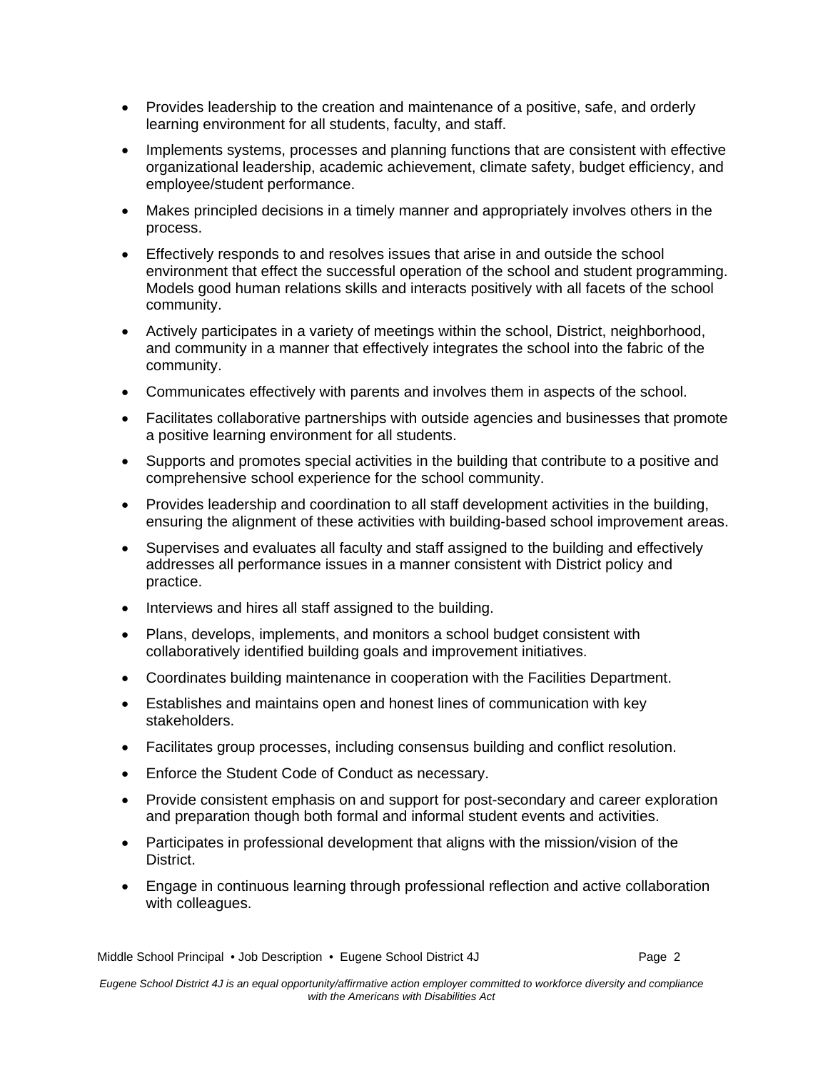- Provides leadership to the creation and maintenance of a positive, safe, and orderly learning environment for all students, faculty, and staff.
- Implements systems, processes and planning functions that are consistent with effective organizational leadership, academic achievement, climate safety, budget efficiency, and employee/student performance.
- Makes principled decisions in a timely manner and appropriately involves others in the process.
- Effectively responds to and resolves issues that arise in and outside the school environment that effect the successful operation of the school and student programming. Models good human relations skills and interacts positively with all facets of the school community.
- Actively participates in a variety of meetings within the school, District, neighborhood, and community in a manner that effectively integrates the school into the fabric of the community.
- Communicates effectively with parents and involves them in aspects of the school.
- Facilitates collaborative partnerships with outside agencies and businesses that promote a positive learning environment for all students.
- Supports and promotes special activities in the building that contribute to a positive and comprehensive school experience for the school community.
- Provides leadership and coordination to all staff development activities in the building, ensuring the alignment of these activities with building-based school improvement areas.
- Supervises and evaluates all faculty and staff assigned to the building and effectively addresses all performance issues in a manner consistent with District policy and practice.
- Interviews and hires all staff assigned to the building.
- Plans, develops, implements, and monitors a school budget consistent with collaboratively identified building goals and improvement initiatives.
- Coordinates building maintenance in cooperation with the Facilities Department.
- Establishes and maintains open and honest lines of communication with key stakeholders.
- Facilitates group processes, including consensus building and conflict resolution.
- Enforce the Student Code of Conduct as necessary.
- Provide consistent emphasis on and support for post-secondary and career exploration and preparation though both formal and informal student events and activities.
- Participates in professional development that aligns with the mission/vision of the District.
- Engage in continuous learning through professional reflection and active collaboration with colleagues.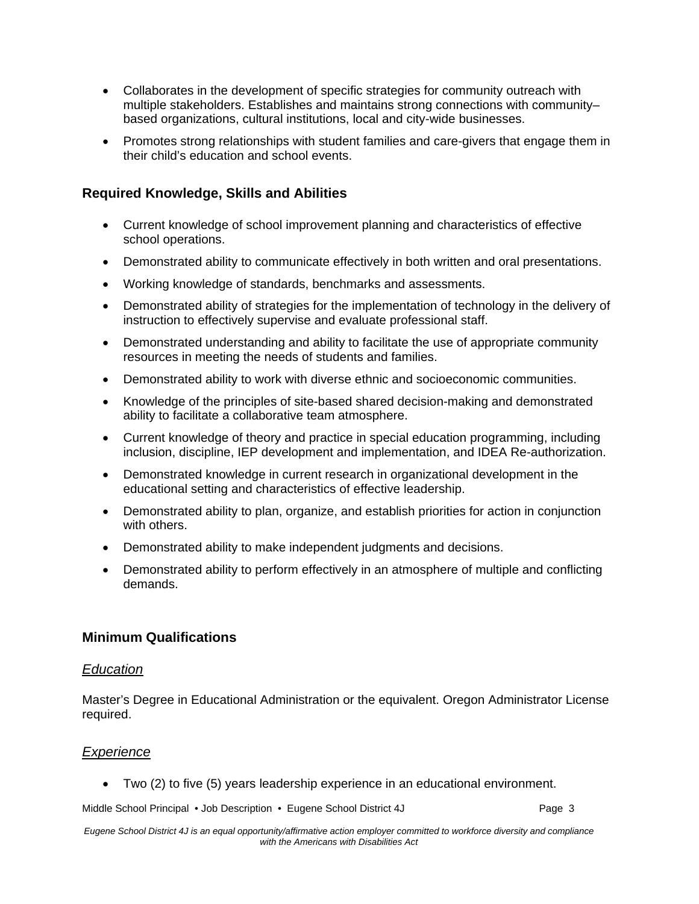- Collaborates in the development of specific strategies for community outreach with multiple stakeholders. Establishes and maintains strong connections with community–based organizations, cultural institutions, local and city-wide businesses.
- Promotes strong relationships with student families and care-givers that engage them in their child's education and school events.

## Required Knowledge, Skills and Abilities

- Current knowledge of school improvement planning and characteristics of effective school operations.
- Demonstrated ability to communicate effectively in both written and oral presentations.
- Working knowledge of standards, benchmarks and assessments.
- Demonstrated ability of strategies for the implementation of technology in the delivery of instruction to effectively supervise and evaluate professional staff.
- Demonstrated understanding and ability to facilitate the use of appropriate community resources in meeting the needs of students and families.
- Demonstrated ability to work with diverse ethnic and socioeconomic communities.
- Knowledge of the principles of site-based shared decision-making and demonstrated ability to facilitate a collaborative team atmosphere.
- Current knowledge of theory and practice in special education programming, including inclusion, discipline, IEP development and implementation, and IDEA Re-authorization.
- Demonstrated knowledge in current research in organizational development in the educational setting and characteristics of effective leadership.
- Demonstrated ability to plan, organize, and establish priorities for action in conjunction with others.
- Demonstrated ability to make independent judgments and decisions.
- Demonstrated ability to perform effectively in an atmosphere of multiple and conflicting demands.

## Minimum Qualifications

### *Education*

Master's Degree in Educational Administration or the equivalent. Oregon Administrator License required.

### *Experience*

- Two (2) to five (5) years leadership experience in an educational environment.

*Eugene School District 4J is an equal opportunity/affirmative action employer committed to workforce diversity and compliance with the Americans with Disabilities Act*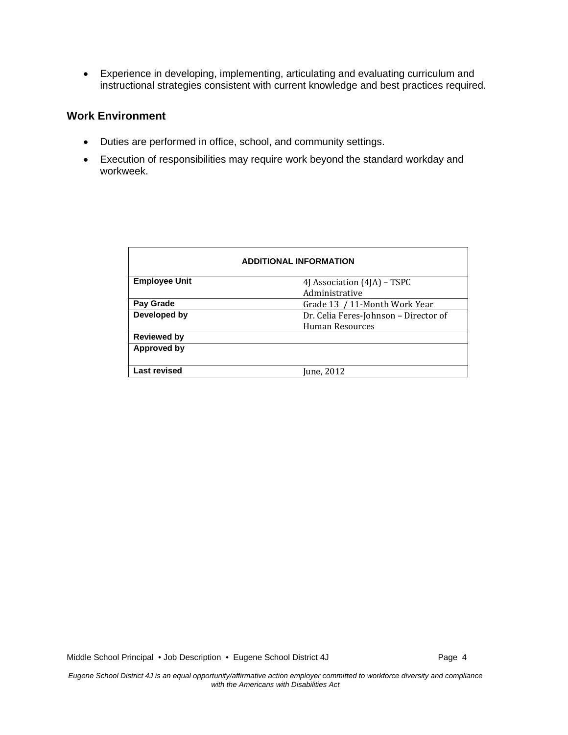- Experience in developing, implementing, articulating and evaluating curriculum and instructional strategies consistent with current knowledge and best practices required.

## Work Environment

- Duties are performed in office, school, and community settings.
- Execution of responsibilities may require work beyond the standard workday and workweek.

| ADDITIONAL INFORMATION | |
|---|---|
| **Employee Unit** | 4J Association (4JA) – TSPC Administrative |
| **Pay Grade** | Grade 13 / 11-Month Work Year |
| **Developed by** | Dr. Celia Feres-Johnson – Director of Human Resources |
| **Reviewed by** | |
| **Approved by** | |
| **Last revised** | June, 2012 |

*Eugene School District 4J is an equal opportunity/affirmative action employer committed to workforce diversity and compliance with the Americans with Disabilities Act*